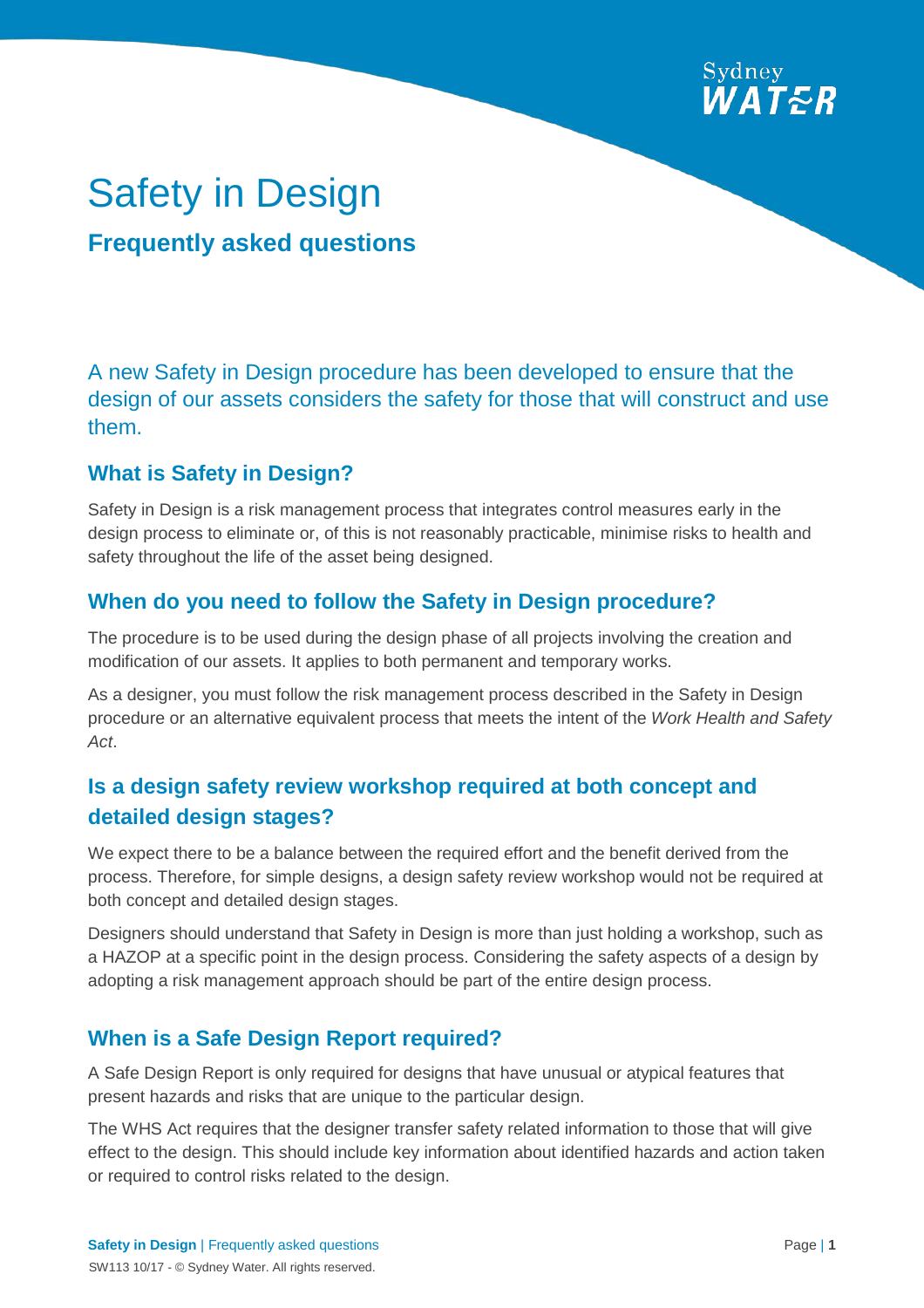# Safety in Design

## Frequently asked questions

A new Safety in Design procedure has been developed to ensure that the design of our assets considers the safety for those that will construct and use them.

### What is Safety in Design?

Safety in Design is a risk management process that integrates control measures early in the design process to eliminate or, of this is not reasonably practicable, minimise risks to health and safety throughout the life of the asset being designed.

### When do you need to follow the Safety in Design procedure?

The procedure is to be used during the design phase of all projects involving the creation and modification of our assets. It applies to both permanent and temporary works.

As a designer, you must follow the risk management process described in the Safety in Design procedure or an alternative equivalent process that meets the intent of the *Work Health and Safety Act*.

### Is a design safety review workshop required at both concept and detailed design stages?

We expect there to be a balance between the required effort and the benefit derived from the process. Therefore, for simple designs, a design safety review workshop would not be required at both concept and detailed design stages.

Designers should understand that Safety in Design is more than just holding a workshop, such as a HAZOP at a specific point in the design process. Considering the safety aspects of a design by adopting a risk management approach should be part of the entire design process.

### When is a Safe Design Report required?

A Safe Design Report is only required for designs that have unusual or atypical features that present hazards and risks that are unique to the particular design.

The WHS Act requires that the designer transfer safety related information to those that will give effect to the design. This should include key information about identified hazards and action taken or required to control risks related to the design.

SW113 10/17 - © Sydney Water. All rights reserved.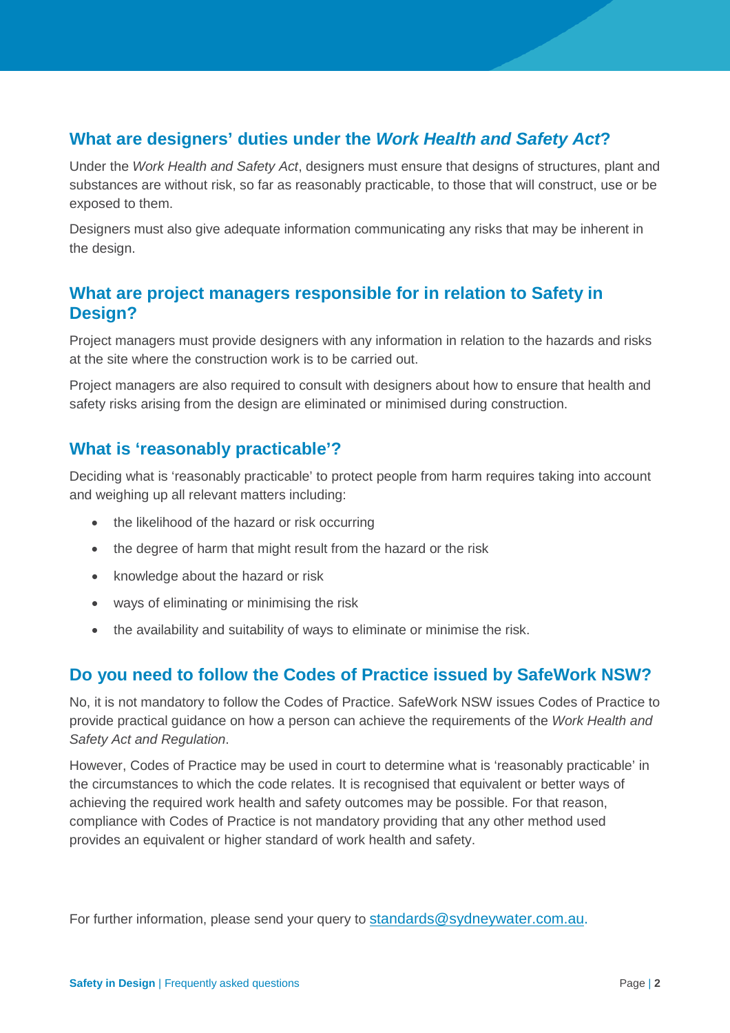## What are designers' duties under the *Work Health and Safety Act*?

Under the *Work Health and Safety Act*, designers must ensure that designs of structures, plant and substances are without risk, so far as reasonably practicable, to those that will construct, use or be exposed to them.

Designers must also give adequate information communicating any risks that may be inherent in the design.

## What are project managers responsible for in relation to Safety in Design?

Project managers must provide designers with any information in relation to the hazards and risks at the site where the construction work is to be carried out.

Project managers are also required to consult with designers about how to ensure that health and safety risks arising from the design are eliminated or minimised during construction.

## What is 'reasonably practicable'?

Deciding what is 'reasonably practicable' to protect people from harm requires taking into account and weighing up all relevant matters including:

- the likelihood of the hazard or risk occurring
- the degree of harm that might result from the hazard or the risk
- knowledge about the hazard or risk
- ways of eliminating or minimising the risk
- the availability and suitability of ways to eliminate or minimise the risk.

## Do you need to follow the Codes of Practice issued by SafeWork NSW?

No, it is not mandatory to follow the Codes of Practice. SafeWork NSW issues Codes of Practice to provide practical guidance on how a person can achieve the requirements of the *Work Health and Safety Act and Regulation*.

However, Codes of Practice may be used in court to determine what is 'reasonably practicable' in the circumstances to which the code relates. It is recognised that equivalent or better ways of achieving the required work health and safety outcomes may be possible. For that reason, compliance with Codes of Practice is not mandatory providing that any other method used provides an equivalent or higher standard of work health and safety.

For further information, please send your query to [standards@sydneywater.com.au](mailto:standards@sydneywater.com.au).